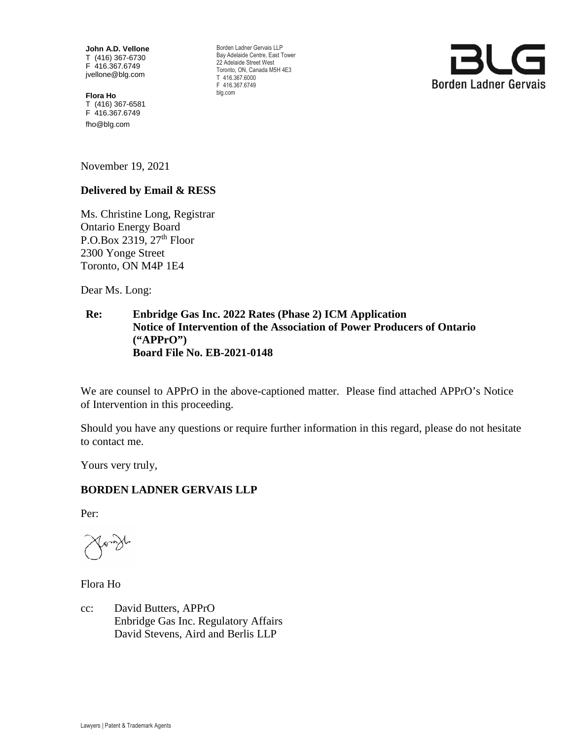**John A.D. Vellone**
T (416) 367-6730
F 416.367.6749
jvellone@blg.com

**Flora Ho**
T (416) 367-6581
F 416.367.6749
fho@blg.com

Borden Ladner Gervais LLP
Bay Adelaide Centre, East Tower
22 Adelaide Street West
Toronto, ON, Canada M5H 4E3
T 416.367.6000
F 416.367.6749
blg.com

BLG
Borden Ladner Gervais

November 19, 2021

**Delivered by Email & RESS**

Ms. Christine Long, Registrar
Ontario Energy Board
P.O.Box 2319, 27th Floor
2300 Yonge Street
Toronto, ON M4P 1E4

Dear Ms. Long:

**Re: Enbridge Gas Inc. 2022 Rates (Phase 2) ICM Application**
**Notice of Intervention of the Association of Power Producers of Ontario ("APPrO")**
**Board File No. EB-2021-0148**

We are counsel to APPrO in the above-captioned matter. Please find attached APPrO's Notice of Intervention in this proceeding.

Should you have any questions or require further information in this regard, please do not hesitate to contact me.

Yours very truly,

**BORDEN LADNER GERVAIS LLP**

Per:

Flora Ho

cc: David Butters, APPrO
Enbridge Gas Inc. Regulatory Affairs
David Stevens, Aird and Berlis LLP

Lawyers | Patent & Trademark Agents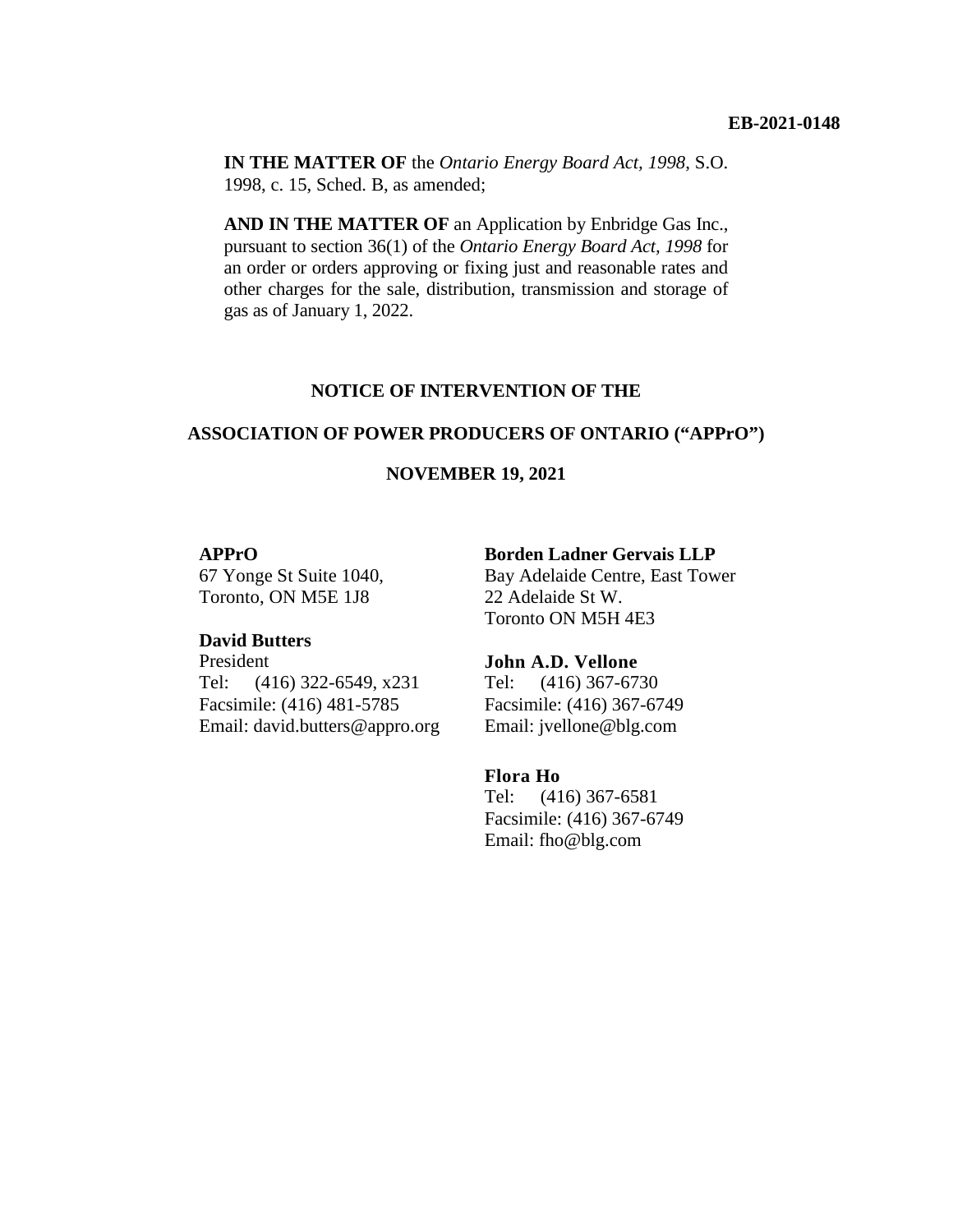**EB-2021-0148**

**IN THE MATTER OF** the *Ontario Energy Board Act, 1998*, S.O. 1998, c. 15, Sched. B, as amended;

**AND IN THE MATTER OF** an Application by Enbridge Gas Inc., pursuant to section 36(1) of the *Ontario Energy Board Act, 1998* for an order or orders approving or fixing just and reasonable rates and other charges for the sale, distribution, transmission and storage of gas as of January 1, 2022.

**NOTICE OF INTERVENTION OF THE**

**ASSOCIATION OF POWER PRODUCERS OF ONTARIO ("APPrO")**

**NOVEMBER 19, 2021**

**APPrO**
67 Yonge St Suite 1040,
Toronto, ON M5E 1J8

**David Butters**
President
Tel: (416) 322-6549, x231
Facsimile: (416) 481-5785
Email: david.butters@appro.org

**Borden Ladner Gervais LLP**
Bay Adelaide Centre, East Tower
22 Adelaide St W.
Toronto ON M5H 4E3

**John A.D. Vellone**
Tel: (416) 367-6730
Facsimile: (416) 367-6749
Email: jvellone@blg.com

**Flora Ho**
Tel: (416) 367-6581
Facsimile: (416) 367-6749
Email: fho@blg.com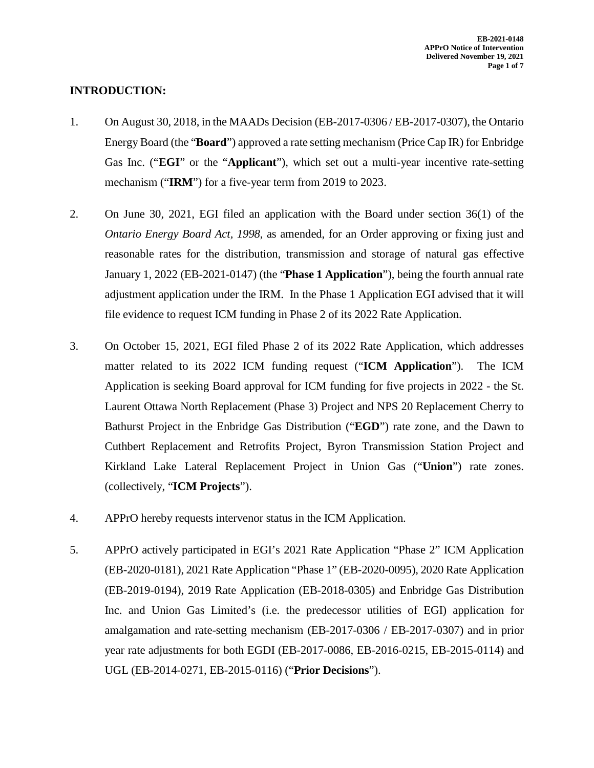## INTRODUCTION:

1. On August 30, 2018, in the MAADs Decision (EB-2017-0306 / EB-2017-0307), the Ontario Energy Board (the "**Board**") approved a rate setting mechanism (Price Cap IR) for Enbridge Gas Inc. ("**EGI**" or the "**Applicant**"), which set out a multi-year incentive rate-setting mechanism ("**IRM**") for a five-year term from 2019 to 2023.

2. On June 30, 2021, EGI filed an application with the Board under section 36(1) of the *Ontario Energy Board Act*, *1998*, as amended, for an Order approving or fixing just and reasonable rates for the distribution, transmission and storage of natural gas effective January 1, 2022 (EB-2021-0147) (the "**Phase 1 Application**"), being the fourth annual rate adjustment application under the IRM. In the Phase 1 Application EGI advised that it will file evidence to request ICM funding in Phase 2 of its 2022 Rate Application.

3. On October 15, 2021, EGI filed Phase 2 of its 2022 Rate Application, which addresses matter related to its 2022 ICM funding request ("**ICM Application**"). The ICM Application is seeking Board approval for ICM funding for five projects in 2022 - the St. Laurent Ottawa North Replacement (Phase 3) Project and NPS 20 Replacement Cherry to Bathurst Project in the Enbridge Gas Distribution ("**EGD**") rate zone, and the Dawn to Cuthbert Replacement and Retrofits Project, Byron Transmission Station Project and Kirkland Lake Lateral Replacement Project in Union Gas ("**Union**") rate zones. (collectively, "**ICM Projects**").

4. APPrO hereby requests intervenor status in the ICM Application.

5. APPrO actively participated in EGI's 2021 Rate Application "Phase 2" ICM Application (EB-2020-0181), 2021 Rate Application "Phase 1" (EB-2020-0095), 2020 Rate Application (EB-2019-0194), 2019 Rate Application (EB-2018-0305) and Enbridge Gas Distribution Inc. and Union Gas Limited's (i.e. the predecessor utilities of EGI) application for amalgamation and rate-setting mechanism (EB-2017-0306 / EB-2017-0307) and in prior year rate adjustments for both EGDI (EB-2017-0086, EB-2016-0215, EB-2015-0114) and UGL (EB-2014-0271, EB-2015-0116) ("**Prior Decisions**").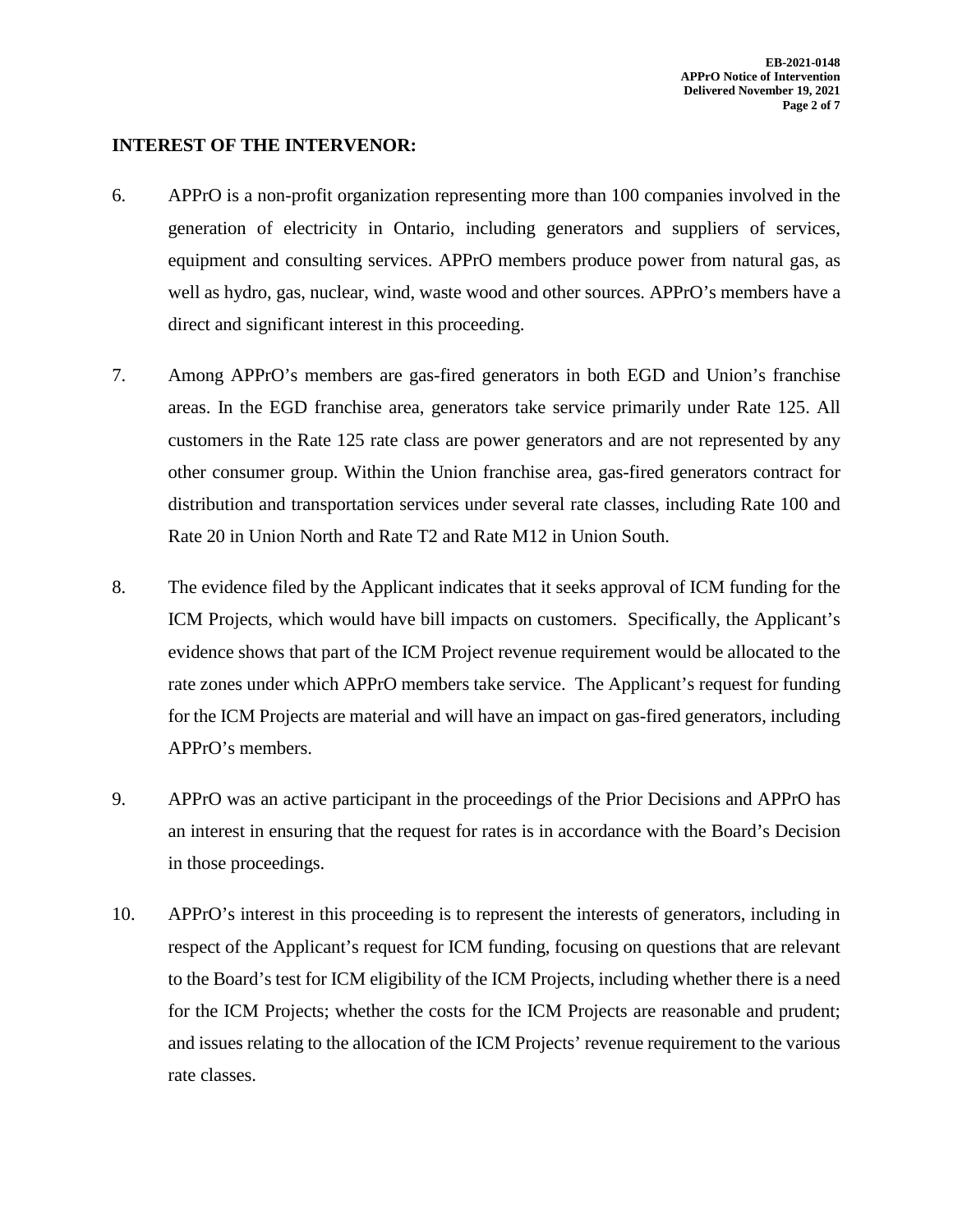**INTEREST OF THE INTERVENOR:**

6. APPrO is a non-profit organization representing more than 100 companies involved in the generation of electricity in Ontario, including generators and suppliers of services, equipment and consulting services. APPrO members produce power from natural gas, as well as hydro, gas, nuclear, wind, waste wood and other sources. APPrO's members have a direct and significant interest in this proceeding.

7. Among APPrO's members are gas-fired generators in both EGD and Union's franchise areas. In the EGD franchise area, generators take service primarily under Rate 125. All customers in the Rate 125 rate class are power generators and are not represented by any other consumer group. Within the Union franchise area, gas-fired generators contract for distribution and transportation services under several rate classes, including Rate 100 and Rate 20 in Union North and Rate T2 and Rate M12 in Union South.

8. The evidence filed by the Applicant indicates that it seeks approval of ICM funding for the ICM Projects, which would have bill impacts on customers. Specifically, the Applicant's evidence shows that part of the ICM Project revenue requirement would be allocated to the rate zones under which APPrO members take service. The Applicant's request for funding for the ICM Projects are material and will have an impact on gas-fired generators, including APPrO's members.

9. APPrO was an active participant in the proceedings of the Prior Decisions and APPrO has an interest in ensuring that the request for rates is in accordance with the Board's Decision in those proceedings.

10. APPrO's interest in this proceeding is to represent the interests of generators, including in respect of the Applicant's request for ICM funding, focusing on questions that are relevant to the Board's test for ICM eligibility of the ICM Projects, including whether there is a need for the ICM Projects; whether the costs for the ICM Projects are reasonable and prudent; and issues relating to the allocation of the ICM Projects' revenue requirement to the various rate classes.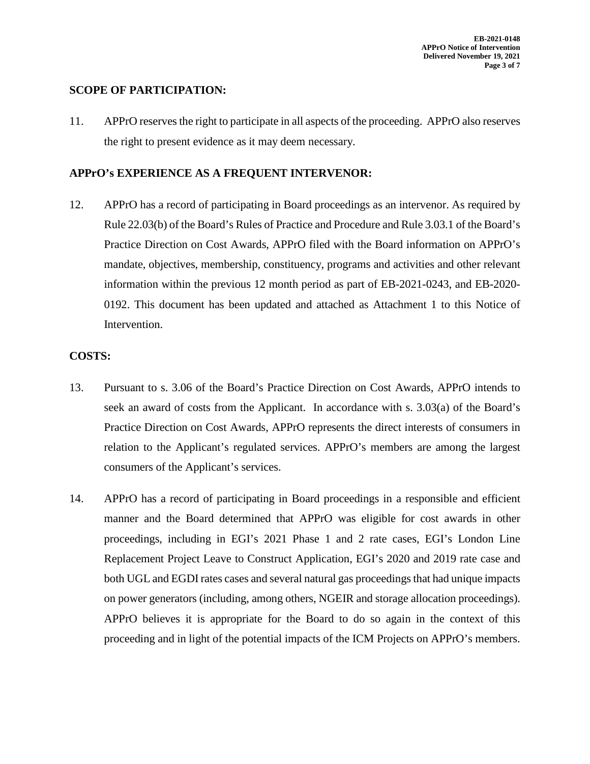**SCOPE OF PARTICIPATION:**

11. APPrO reserves the right to participate in all aspects of the proceeding. APPrO also reserves the right to present evidence as it may deem necessary.

**APPrO's EXPERIENCE AS A FREQUENT INTERVENOR:**

12. APPrO has a record of participating in Board proceedings as an intervenor. As required by Rule 22.03(b) of the Board's Rules of Practice and Procedure and Rule 3.03.1 of the Board's Practice Direction on Cost Awards, APPrO filed with the Board information on APPrO's mandate, objectives, membership, constituency, programs and activities and other relevant information within the previous 12 month period as part of EB-2021-0243, and EB-2020-0192. This document has been updated and attached as Attachment 1 to this Notice of Intervention.

**COSTS:**

13. Pursuant to s. 3.06 of the Board's Practice Direction on Cost Awards, APPrO intends to seek an award of costs from the Applicant. In accordance with s. 3.03(a) of the Board's Practice Direction on Cost Awards, APPrO represents the direct interests of consumers in relation to the Applicant's regulated services. APPrO's members are among the largest consumers of the Applicant's services.

14. APPrO has a record of participating in Board proceedings in a responsible and efficient manner and the Board determined that APPrO was eligible for cost awards in other proceedings, including in EGI's 2021 Phase 1 and 2 rate cases, EGI's London Line Replacement Project Leave to Construct Application, EGI's 2020 and 2019 rate case and both UGL and EGDI rates cases and several natural gas proceedings that had unique impacts on power generators (including, among others, NGEIR and storage allocation proceedings). APPrO believes it is appropriate for the Board to do so again in the context of this proceeding and in light of the potential impacts of the ICM Projects on APPrO's members.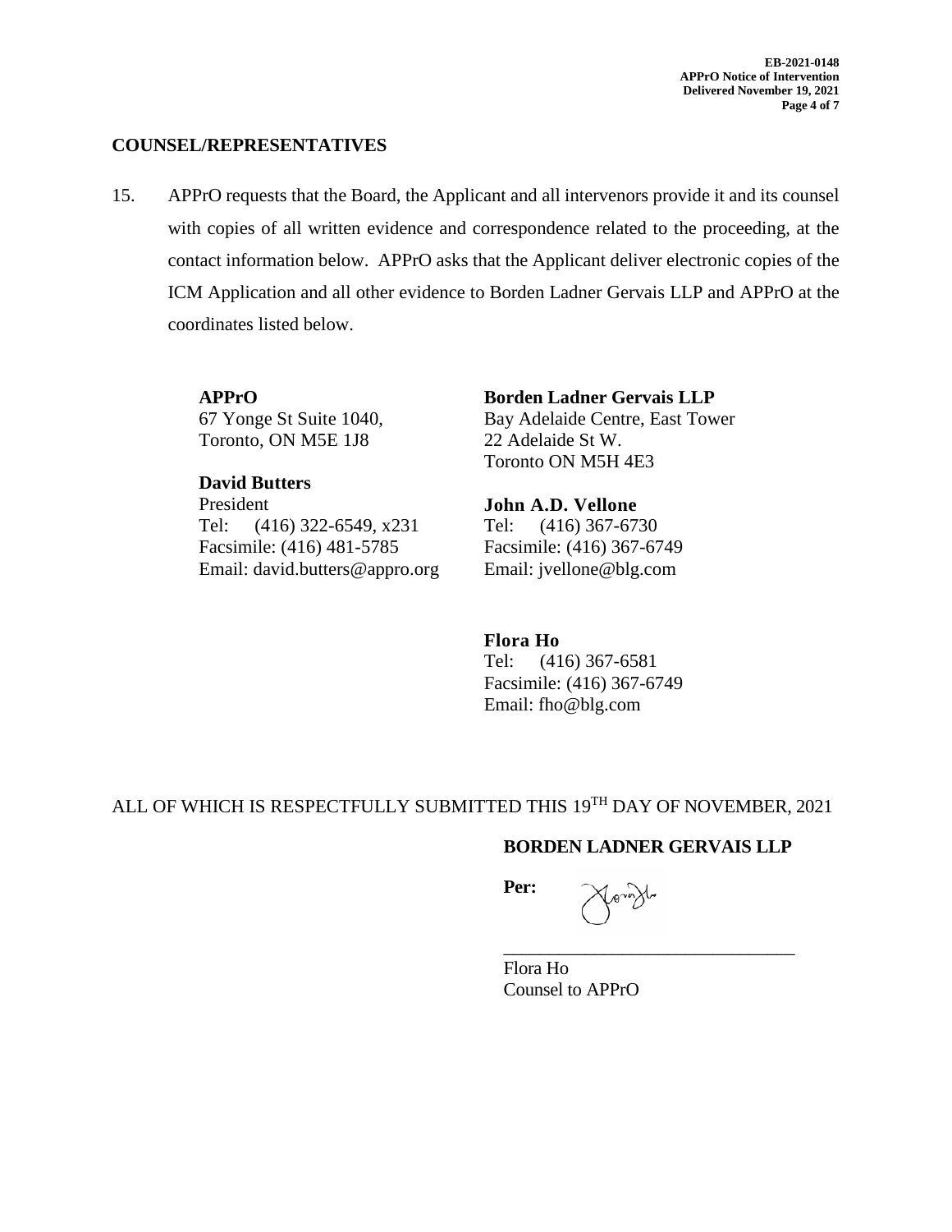## COUNSEL/REPRESENTATIVES

15. APPrO requests that the Board, the Applicant and all intervenors provide it and its counsel with copies of all written evidence and correspondence related to the proceeding, at the contact information below. APPrO asks that the Applicant deliver electronic copies of the ICM Application and all other evidence to Borden Ladner Gervais LLP and APPrO at the coordinates listed below.

**APPrO**
67 Yonge St Suite 1040,
Toronto, ON M5E 1J8

**David Butters**
President
Tel: (416) 322-6549, x231
Facsimile: (416) 481-5785
Email: david.butters@appro.org

**Borden Ladner Gervais LLP**
Bay Adelaide Centre, East Tower
22 Adelaide St W.
Toronto ON M5H 4E3

**John A.D. Vellone**
Tel: (416) 367-6730
Facsimile: (416) 367-6749
Email: jvellone@blg.com

**Flora Ho**
Tel: (416) 367-6581
Facsimile: (416) 367-6749
Email: fho@blg.com

ALL OF WHICH IS RESPECTFULLY SUBMITTED THIS 19TH DAY OF NOVEMBER, 2021

**BORDEN LADNER GERVAIS LLP**

**Per:**

\_\_\_\_\_\_\_\_\_\_\_\_\_\_\_\_\_\_\_\_\_\_\_\_\_\_\_\_\_\_\_\_

Flora Ho
Counsel to APPrO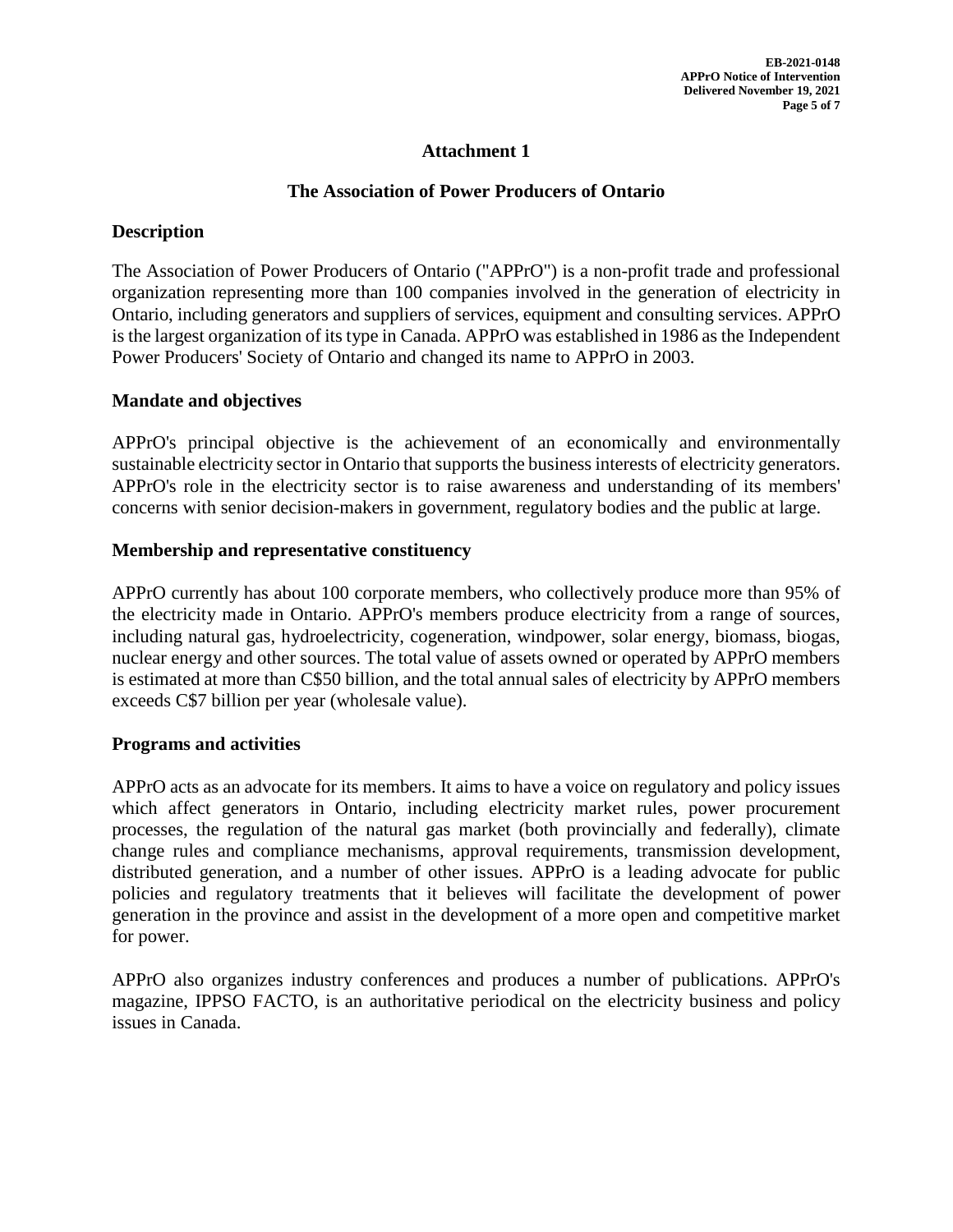# Attachment 1

## The Association of Power Producers of Ontario

### Description

The Association of Power Producers of Ontario ("APPrO") is a non-profit trade and professional organization representing more than 100 companies involved in the generation of electricity in Ontario, including generators and suppliers of services, equipment and consulting services. APPrO is the largest organization of its type in Canada. APPrO was established in 1986 as the Independent Power Producers' Society of Ontario and changed its name to APPrO in 2003.

### Mandate and objectives

APPrO's principal objective is the achievement of an economically and environmentally sustainable electricity sector in Ontario that supports the business interests of electricity generators. APPrO's role in the electricity sector is to raise awareness and understanding of its members' concerns with senior decision-makers in government, regulatory bodies and the public at large.

### Membership and representative constituency

APPrO currently has about 100 corporate members, who collectively produce more than 95% of the electricity made in Ontario. APPrO's members produce electricity from a range of sources, including natural gas, hydroelectricity, cogeneration, windpower, solar energy, biomass, biogas, nuclear energy and other sources. The total value of assets owned or operated by APPrO members is estimated at more than C$50 billion, and the total annual sales of electricity by APPrO members exceeds C$7 billion per year (wholesale value).

### Programs and activities

APPrO acts as an advocate for its members. It aims to have a voice on regulatory and policy issues which affect generators in Ontario, including electricity market rules, power procurement processes, the regulation of the natural gas market (both provincially and federally), climate change rules and compliance mechanisms, approval requirements, transmission development, distributed generation, and a number of other issues. APPrO is a leading advocate for public policies and regulatory treatments that it believes will facilitate the development of power generation in the province and assist in the development of a more open and competitive market for power.

APPrO also organizes industry conferences and produces a number of publications. APPrO's magazine, IPPSO FACTO, is an authoritative periodical on the electricity business and policy issues in Canada.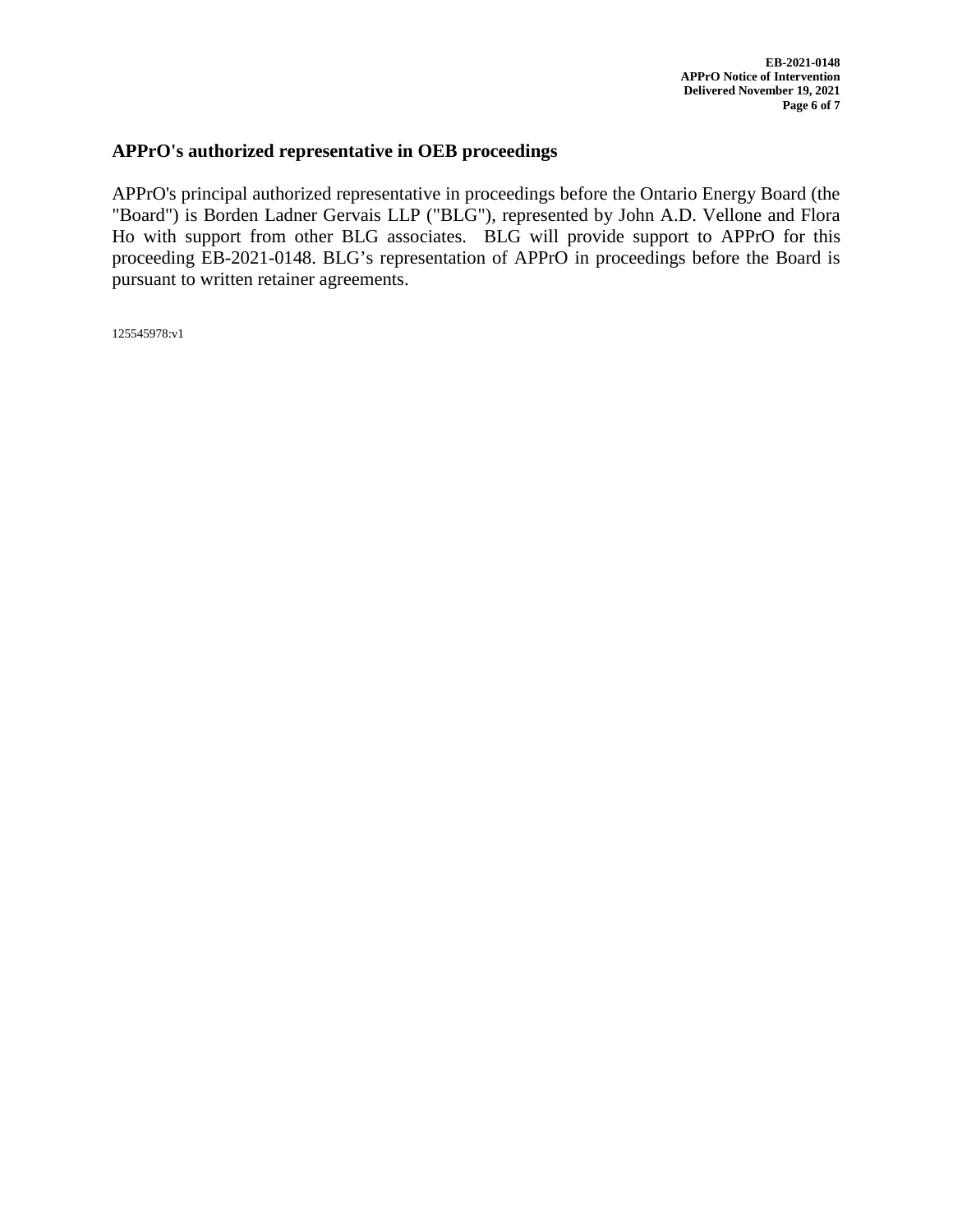## APPrO's authorized representative in OEB proceedings

APPrO's principal authorized representative in proceedings before the Ontario Energy Board (the "Board") is Borden Ladner Gervais LLP ("BLG"), represented by John A.D. Vellone and Flora Ho with support from other BLG associates. BLG will provide support to APPrO for this proceeding EB-2021-0148. BLG's representation of APPrO in proceedings before the Board is pursuant to written retainer agreements.

125545978:v1